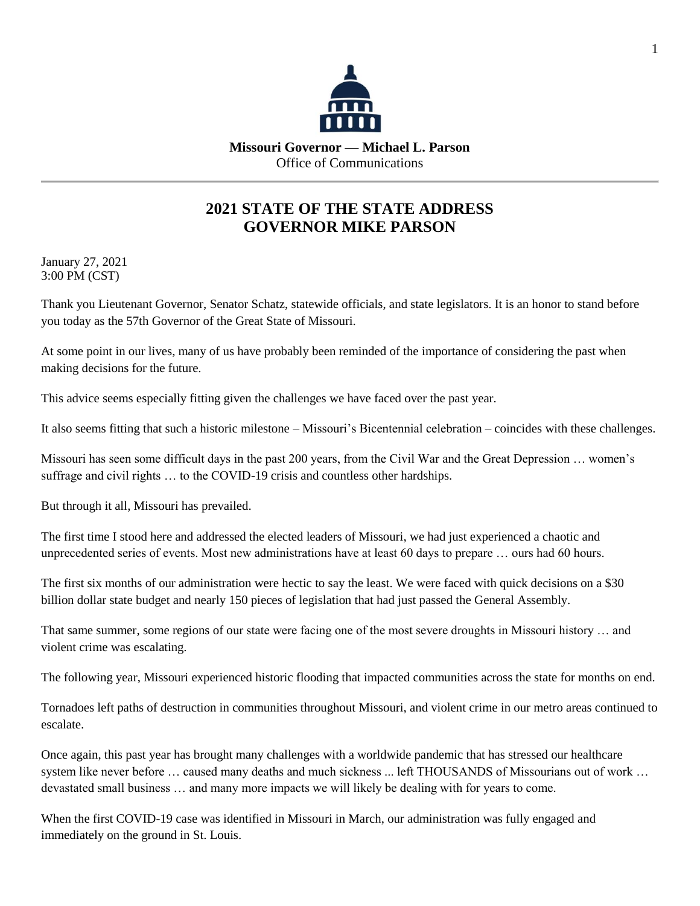**Missouri Governor — Michael L. Parson**
Office of Communications

---

## 2021 STATE OF THE STATE ADDRESS
## GOVERNOR MIKE PARSON

January 27, 2021
3:00 PM (CST)

Thank you Lieutenant Governor, Senator Schatz, statewide officials, and state legislators. It is an honor to stand before you today as the 57th Governor of the Great State of Missouri.

At some point in our lives, many of us have probably been reminded of the importance of considering the past when making decisions for the future.

This advice seems especially fitting given the challenges we have faced over the past year.

It also seems fitting that such a historic milestone – Missouri's Bicentennial celebration – coincides with these challenges.

Missouri has seen some difficult days in the past 200 years, from the Civil War and the Great Depression … women's suffrage and civil rights … to the COVID-19 crisis and countless other hardships.

But through it all, Missouri has prevailed.

The first time I stood here and addressed the elected leaders of Missouri, we had just experienced a chaotic and unprecedented series of events. Most new administrations have at least 60 days to prepare … ours had 60 hours.

The first six months of our administration were hectic to say the least. We were faced with quick decisions on a $30 billion dollar state budget and nearly 150 pieces of legislation that had just passed the General Assembly.

That same summer, some regions of our state were facing one of the most severe droughts in Missouri history … and violent crime was escalating.

The following year, Missouri experienced historic flooding that impacted communities across the state for months on end.

Tornadoes left paths of destruction in communities throughout Missouri, and violent crime in our metro areas continued to escalate.

Once again, this past year has brought many challenges with a worldwide pandemic that has stressed our healthcare system like never before … caused many deaths and much sickness ... left THOUSANDS of Missourians out of work … devastated small business … and many more impacts we will likely be dealing with for years to come.

When the first COVID-19 case was identified in Missouri in March, our administration was fully engaged and immediately on the ground in St. Louis.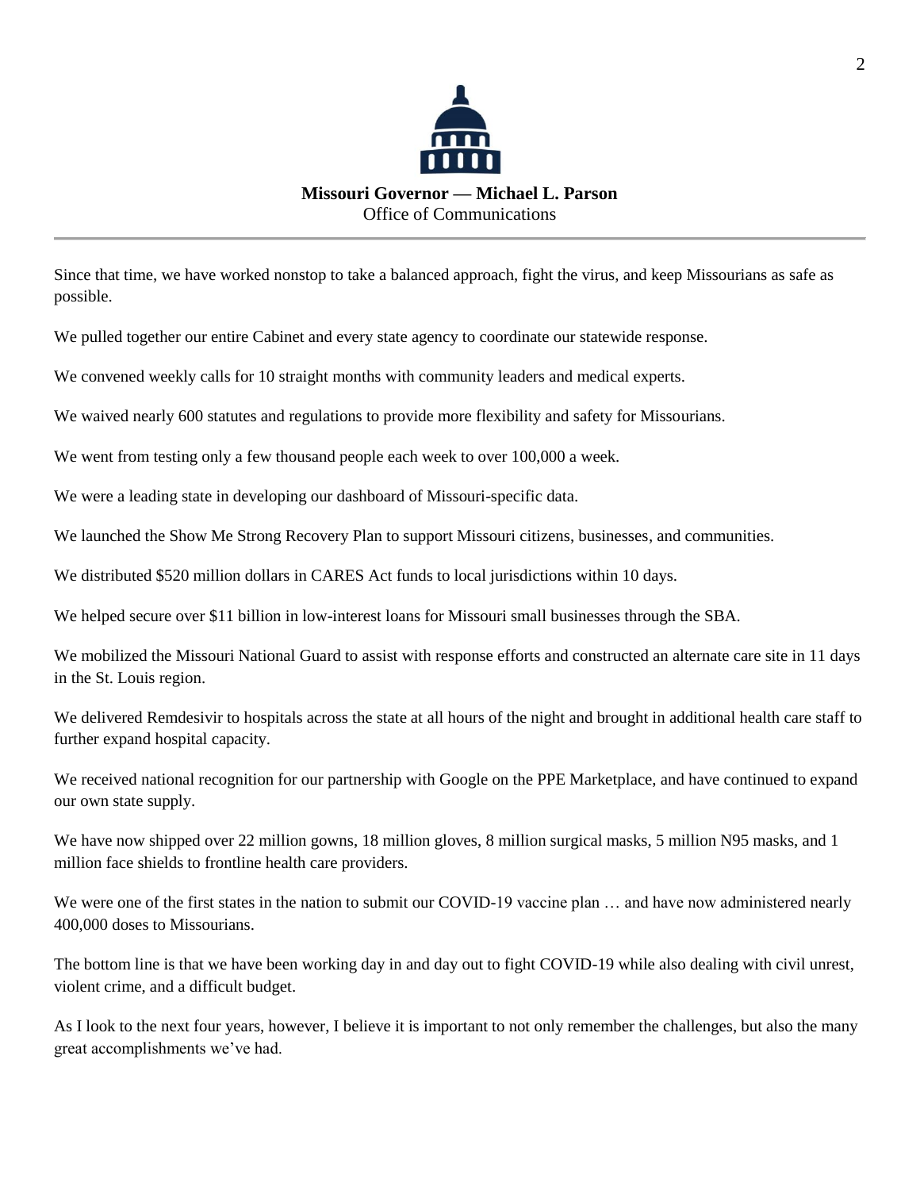Since that time, we have worked nonstop to take a balanced approach, fight the virus, and keep Missourians as safe as possible.

We pulled together our entire Cabinet and every state agency to coordinate our statewide response.

We convened weekly calls for 10 straight months with community leaders and medical experts.

We waived nearly 600 statutes and regulations to provide more flexibility and safety for Missourians.

We went from testing only a few thousand people each week to over 100,000 a week.

We were a leading state in developing our dashboard of Missouri-specific data.

We launched the Show Me Strong Recovery Plan to support Missouri citizens, businesses, and communities.

We distributed $520 million dollars in CARES Act funds to local jurisdictions within 10 days.

We helped secure over $11 billion in low-interest loans for Missouri small businesses through the SBA.

We mobilized the Missouri National Guard to assist with response efforts and constructed an alternate care site in 11 days in the St. Louis region.

We delivered Remdesivir to hospitals across the state at all hours of the night and brought in additional health care staff to further expand hospital capacity.

We received national recognition for our partnership with Google on the PPE Marketplace, and have continued to expand our own state supply.

We have now shipped over 22 million gowns, 18 million gloves, 8 million surgical masks, 5 million N95 masks, and 1 million face shields to frontline health care providers.

We were one of the first states in the nation to submit our COVID-19 vaccine plan … and have now administered nearly 400,000 doses to Missourians.

The bottom line is that we have been working day in and day out to fight COVID-19 while also dealing with civil unrest, violent crime, and a difficult budget.

As I look to the next four years, however, I believe it is important to not only remember the challenges, but also the many great accomplishments we've had.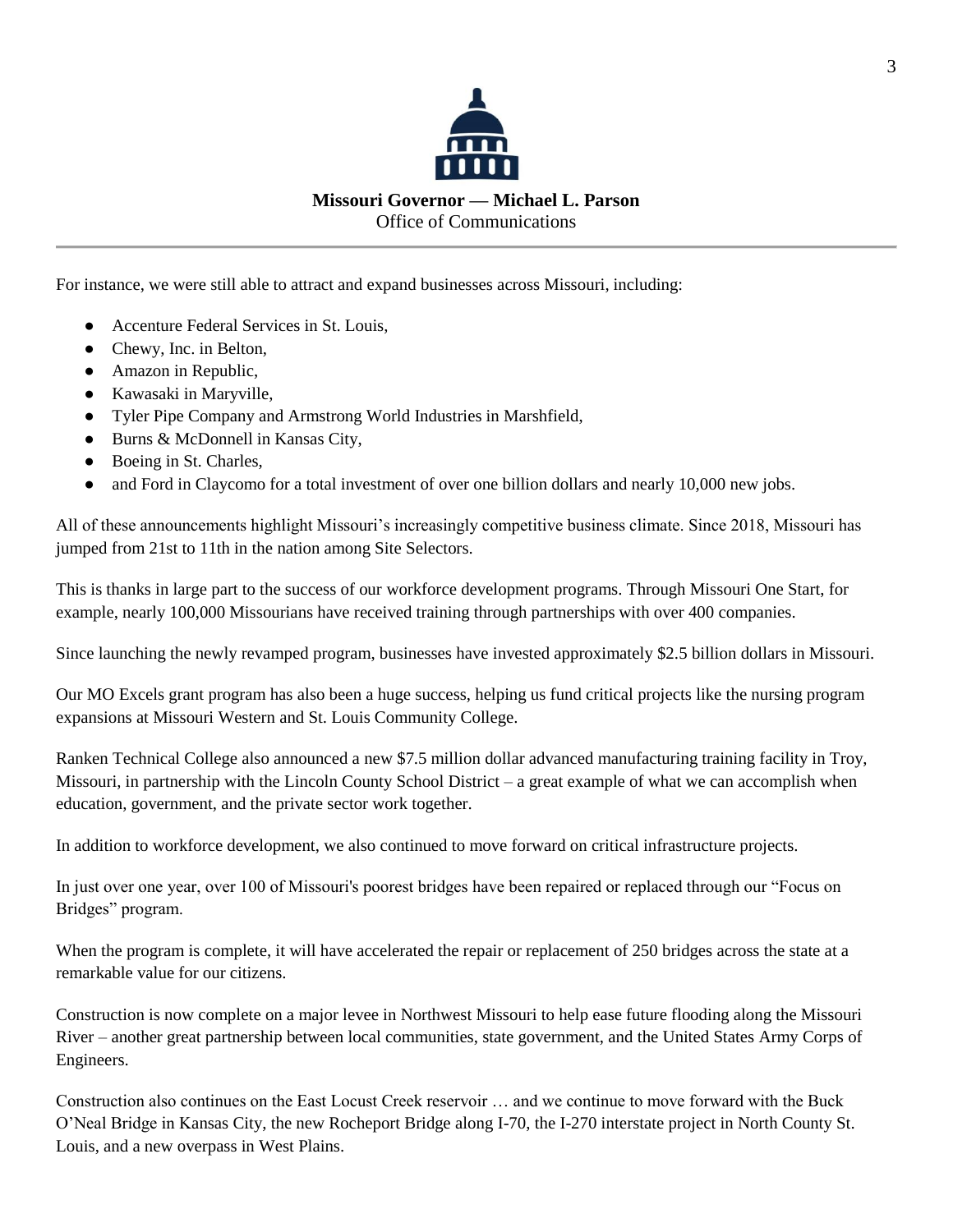**Missouri Governor — Michael L. Parson**
Office of Communications

For instance, we were still able to attract and expand businesses across Missouri, including:

- Accenture Federal Services in St. Louis,
- Chewy, Inc. in Belton,
- Amazon in Republic,
- Kawasaki in Maryville,
- Tyler Pipe Company and Armstrong World Industries in Marshfield,
- Burns & McDonnell in Kansas City,
- Boeing in St. Charles,
- and Ford in Claycomo for a total investment of over one billion dollars and nearly 10,000 new jobs.

All of these announcements highlight Missouri's increasingly competitive business climate. Since 2018, Missouri has jumped from 21st to 11th in the nation among Site Selectors.

This is thanks in large part to the success of our workforce development programs. Through Missouri One Start, for example, nearly 100,000 Missourians have received training through partnerships with over 400 companies.

Since launching the newly revamped program, businesses have invested approximately $2.5 billion dollars in Missouri.

Our MO Excels grant program has also been a huge success, helping us fund critical projects like the nursing program expansions at Missouri Western and St. Louis Community College.

Ranken Technical College also announced a new $7.5 million dollar advanced manufacturing training facility in Troy, Missouri, in partnership with the Lincoln County School District – a great example of what we can accomplish when education, government, and the private sector work together.

In addition to workforce development, we also continued to move forward on critical infrastructure projects.

In just over one year, over 100 of Missouri's poorest bridges have been repaired or replaced through our "Focus on Bridges" program.

When the program is complete, it will have accelerated the repair or replacement of 250 bridges across the state at a remarkable value for our citizens.

Construction is now complete on a major levee in Northwest Missouri to help ease future flooding along the Missouri River – another great partnership between local communities, state government, and the United States Army Corps of Engineers.

Construction also continues on the East Locust Creek reservoir … and we continue to move forward with the Buck O'Neal Bridge in Kansas City, the new Rocheport Bridge along I-70, the I-270 interstate project in North County St. Louis, and a new overpass in West Plains.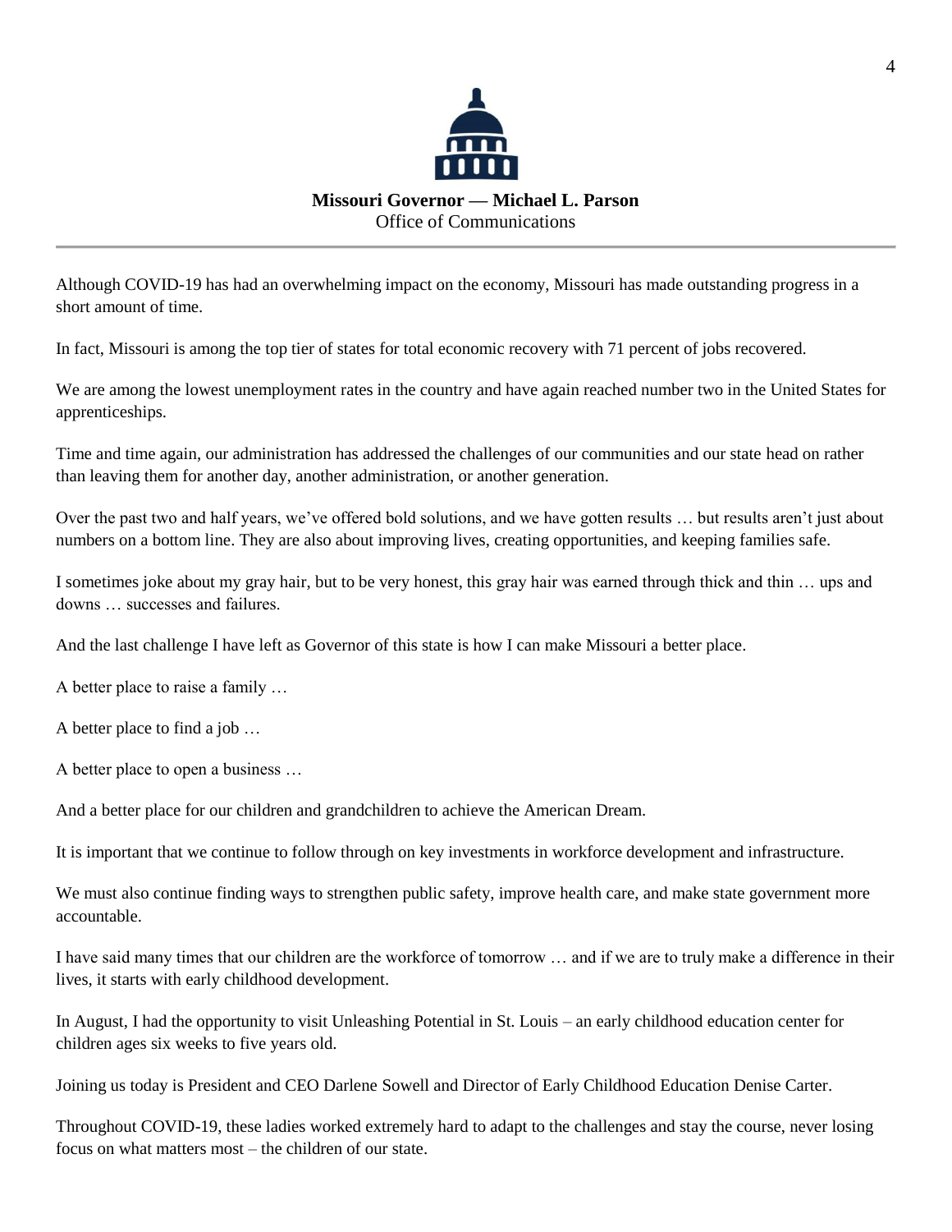Although COVID-19 has had an overwhelming impact on the economy, Missouri has made outstanding progress in a short amount of time.

In fact, Missouri is among the top tier of states for total economic recovery with 71 percent of jobs recovered.

We are among the lowest unemployment rates in the country and have again reached number two in the United States for apprenticeships.

Time and time again, our administration has addressed the challenges of our communities and our state head on rather than leaving them for another day, another administration, or another generation.

Over the past two and half years, we've offered bold solutions, and we have gotten results … but results aren't just about numbers on a bottom line. They are also about improving lives, creating opportunities, and keeping families safe.

I sometimes joke about my gray hair, but to be very honest, this gray hair was earned through thick and thin … ups and downs … successes and failures.

And the last challenge I have left as Governor of this state is how I can make Missouri a better place.

A better place to raise a family …

A better place to find a job …

A better place to open a business …

And a better place for our children and grandchildren to achieve the American Dream.

It is important that we continue to follow through on key investments in workforce development and infrastructure.

We must also continue finding ways to strengthen public safety, improve health care, and make state government more accountable.

I have said many times that our children are the workforce of tomorrow … and if we are to truly make a difference in their lives, it starts with early childhood development.

In August, I had the opportunity to visit Unleashing Potential in St. Louis – an early childhood education center for children ages six weeks to five years old.

Joining us today is President and CEO Darlene Sowell and Director of Early Childhood Education Denise Carter.

Throughout COVID-19, these ladies worked extremely hard to adapt to the challenges and stay the course, never losing focus on what matters most – the children of our state.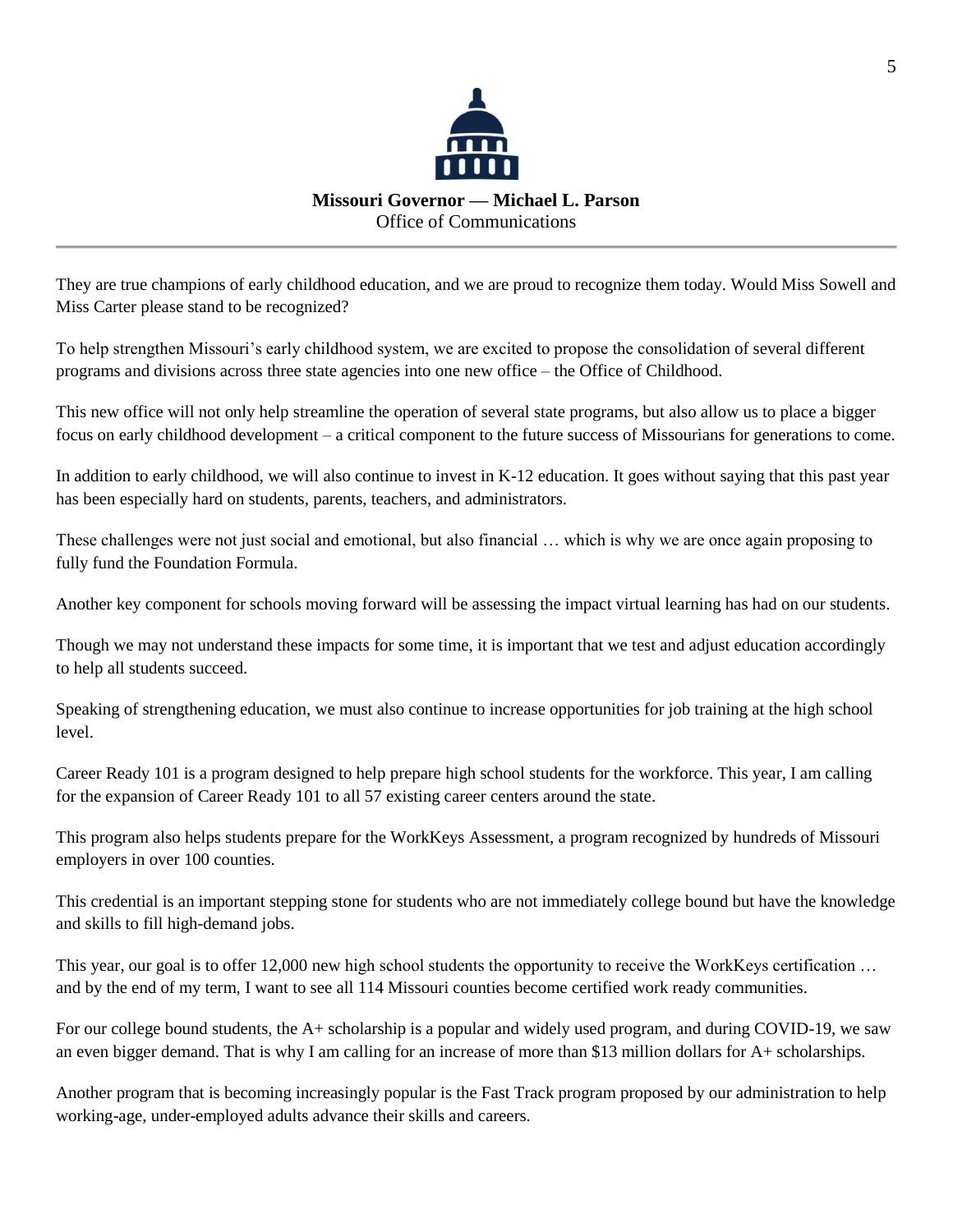They are true champions of early childhood education, and we are proud to recognize them today. Would Miss Sowell and Miss Carter please stand to be recognized?

To help strengthen Missouri's early childhood system, we are excited to propose the consolidation of several different programs and divisions across three state agencies into one new office – the Office of Childhood.

This new office will not only help streamline the operation of several state programs, but also allow us to place a bigger focus on early childhood development – a critical component to the future success of Missourians for generations to come.

In addition to early childhood, we will also continue to invest in K-12 education. It goes without saying that this past year has been especially hard on students, parents, teachers, and administrators.

These challenges were not just social and emotional, but also financial … which is why we are once again proposing to fully fund the Foundation Formula.

Another key component for schools moving forward will be assessing the impact virtual learning has had on our students.

Though we may not understand these impacts for some time, it is important that we test and adjust education accordingly to help all students succeed.

Speaking of strengthening education, we must also continue to increase opportunities for job training at the high school level.

Career Ready 101 is a program designed to help prepare high school students for the workforce. This year, I am calling for the expansion of Career Ready 101 to all 57 existing career centers around the state.

This program also helps students prepare for the WorkKeys Assessment, a program recognized by hundreds of Missouri employers in over 100 counties.

This credential is an important stepping stone for students who are not immediately college bound but have the knowledge and skills to fill high-demand jobs.

This year, our goal is to offer 12,000 new high school students the opportunity to receive the WorkKeys certification … and by the end of my term, I want to see all 114 Missouri counties become certified work ready communities.

For our college bound students, the A+ scholarship is a popular and widely used program, and during COVID-19, we saw an even bigger demand. That is why I am calling for an increase of more than $13 million dollars for A+ scholarships.

Another program that is becoming increasingly popular is the Fast Track program proposed by our administration to help working-age, under-employed adults advance their skills and careers.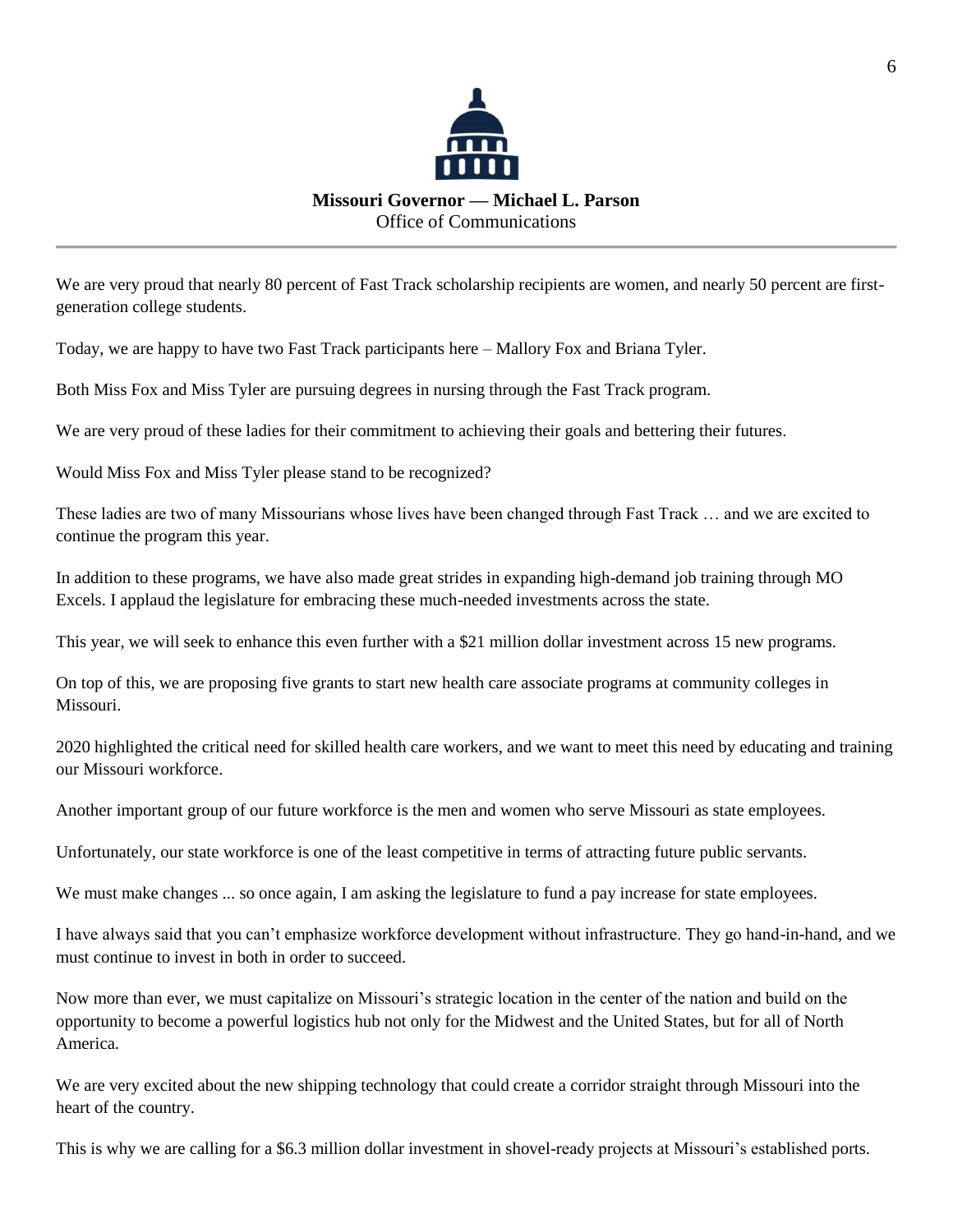We are very proud that nearly 80 percent of Fast Track scholarship recipients are women, and nearly 50 percent are first-generation college students.

Today, we are happy to have two Fast Track participants here – Mallory Fox and Briana Tyler.

Both Miss Fox and Miss Tyler are pursuing degrees in nursing through the Fast Track program.

We are very proud of these ladies for their commitment to achieving their goals and bettering their futures.

Would Miss Fox and Miss Tyler please stand to be recognized?

These ladies are two of many Missourians whose lives have been changed through Fast Track … and we are excited to continue the program this year.

In addition to these programs, we have also made great strides in expanding high-demand job training through MO Excels. I applaud the legislature for embracing these much-needed investments across the state.

This year, we will seek to enhance this even further with a $21 million dollar investment across 15 new programs.

On top of this, we are proposing five grants to start new health care associate programs at community colleges in Missouri.

2020 highlighted the critical need for skilled health care workers, and we want to meet this need by educating and training our Missouri workforce.

Another important group of our future workforce is the men and women who serve Missouri as state employees.

Unfortunately, our state workforce is one of the least competitive in terms of attracting future public servants.

We must make changes ... so once again, I am asking the legislature to fund a pay increase for state employees.

I have always said that you can't emphasize workforce development without infrastructure. They go hand-in-hand, and we must continue to invest in both in order to succeed.

Now more than ever, we must capitalize on Missouri's strategic location in the center of the nation and build on the opportunity to become a powerful logistics hub not only for the Midwest and the United States, but for all of North America.

We are very excited about the new shipping technology that could create a corridor straight through Missouri into the heart of the country.

This is why we are calling for a $6.3 million dollar investment in shovel-ready projects at Missouri's established ports.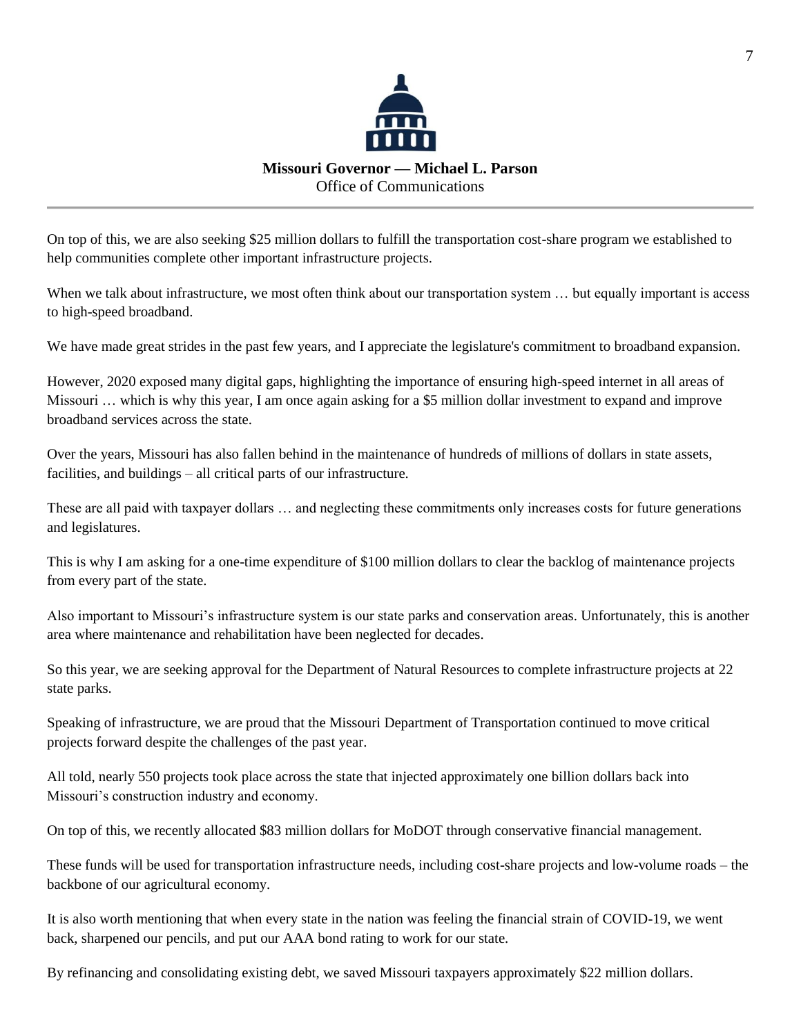On top of this, we are also seeking $25 million dollars to fulfill the transportation cost-share program we established to help communities complete other important infrastructure projects.

When we talk about infrastructure, we most often think about our transportation system … but equally important is access to high-speed broadband.

We have made great strides in the past few years, and I appreciate the legislature's commitment to broadband expansion.

However, 2020 exposed many digital gaps, highlighting the importance of ensuring high-speed internet in all areas of Missouri … which is why this year, I am once again asking for a $5 million dollar investment to expand and improve broadband services across the state.

Over the years, Missouri has also fallen behind in the maintenance of hundreds of millions of dollars in state assets, facilities, and buildings – all critical parts of our infrastructure.

These are all paid with taxpayer dollars … and neglecting these commitments only increases costs for future generations and legislatures.

This is why I am asking for a one-time expenditure of $100 million dollars to clear the backlog of maintenance projects from every part of the state.

Also important to Missouri's infrastructure system is our state parks and conservation areas. Unfortunately, this is another area where maintenance and rehabilitation have been neglected for decades.

So this year, we are seeking approval for the Department of Natural Resources to complete infrastructure projects at 22 state parks.

Speaking of infrastructure, we are proud that the Missouri Department of Transportation continued to move critical projects forward despite the challenges of the past year.

All told, nearly 550 projects took place across the state that injected approximately one billion dollars back into Missouri's construction industry and economy.

On top of this, we recently allocated $83 million dollars for MoDOT through conservative financial management.

These funds will be used for transportation infrastructure needs, including cost-share projects and low-volume roads – the backbone of our agricultural economy.

It is also worth mentioning that when every state in the nation was feeling the financial strain of COVID-19, we went back, sharpened our pencils, and put our AAA bond rating to work for our state.

By refinancing and consolidating existing debt, we saved Missouri taxpayers approximately $22 million dollars.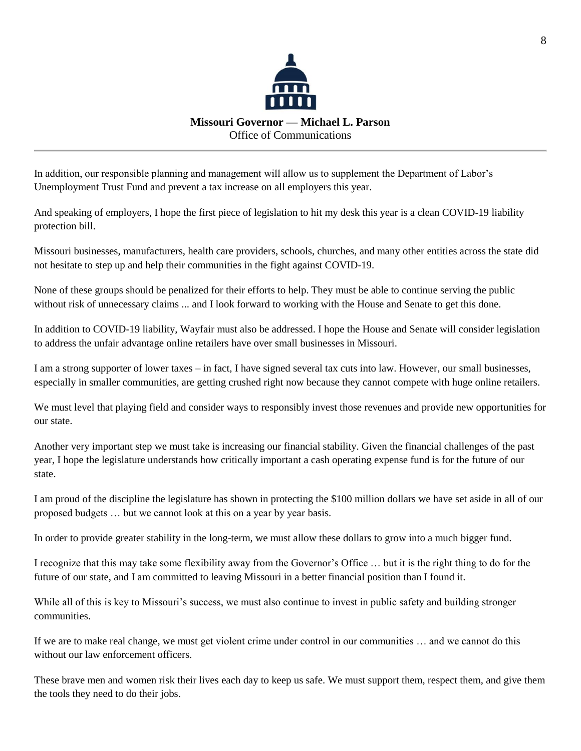In addition, our responsible planning and management will allow us to supplement the Department of Labor's Unemployment Trust Fund and prevent a tax increase on all employers this year.

And speaking of employers, I hope the first piece of legislation to hit my desk this year is a clean COVID-19 liability protection bill.

Missouri businesses, manufacturers, health care providers, schools, churches, and many other entities across the state did not hesitate to step up and help their communities in the fight against COVID-19.

None of these groups should be penalized for their efforts to help. They must be able to continue serving the public without risk of unnecessary claims ... and I look forward to working with the House and Senate to get this done.

In addition to COVID-19 liability, Wayfair must also be addressed. I hope the House and Senate will consider legislation to address the unfair advantage online retailers have over small businesses in Missouri.

I am a strong supporter of lower taxes – in fact, I have signed several tax cuts into law. However, our small businesses, especially in smaller communities, are getting crushed right now because they cannot compete with huge online retailers.

We must level that playing field and consider ways to responsibly invest those revenues and provide new opportunities for our state.

Another very important step we must take is increasing our financial stability. Given the financial challenges of the past year, I hope the legislature understands how critically important a cash operating expense fund is for the future of our state.

I am proud of the discipline the legislature has shown in protecting the $100 million dollars we have set aside in all of our proposed budgets … but we cannot look at this on a year by year basis.

In order to provide greater stability in the long-term, we must allow these dollars to grow into a much bigger fund.

I recognize that this may take some flexibility away from the Governor's Office … but it is the right thing to do for the future of our state, and I am committed to leaving Missouri in a better financial position than I found it.

While all of this is key to Missouri's success, we must also continue to invest in public safety and building stronger communities.

If we are to make real change, we must get violent crime under control in our communities … and we cannot do this without our law enforcement officers.

These brave men and women risk their lives each day to keep us safe. We must support them, respect them, and give them the tools they need to do their jobs.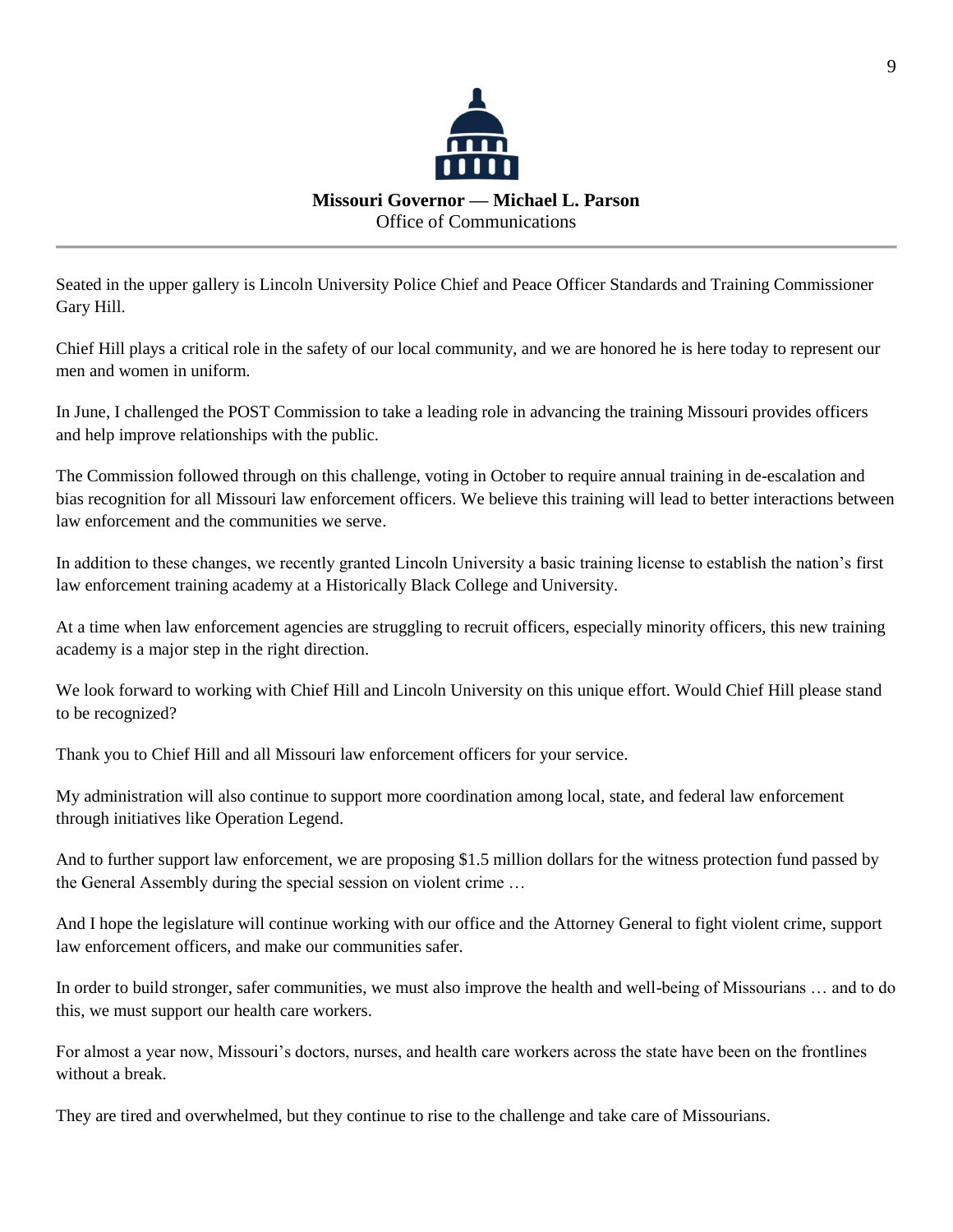Seated in the upper gallery is Lincoln University Police Chief and Peace Officer Standards and Training Commissioner Gary Hill.

Chief Hill plays a critical role in the safety of our local community, and we are honored he is here today to represent our men and women in uniform.

In June, I challenged the POST Commission to take a leading role in advancing the training Missouri provides officers and help improve relationships with the public.

The Commission followed through on this challenge, voting in October to require annual training in de-escalation and bias recognition for all Missouri law enforcement officers. We believe this training will lead to better interactions between law enforcement and the communities we serve.

In addition to these changes, we recently granted Lincoln University a basic training license to establish the nation's first law enforcement training academy at a Historically Black College and University.

At a time when law enforcement agencies are struggling to recruit officers, especially minority officers, this new training academy is a major step in the right direction.

We look forward to working with Chief Hill and Lincoln University on this unique effort. Would Chief Hill please stand to be recognized?

Thank you to Chief Hill and all Missouri law enforcement officers for your service.

My administration will also continue to support more coordination among local, state, and federal law enforcement through initiatives like Operation Legend.

And to further support law enforcement, we are proposing $1.5 million dollars for the witness protection fund passed by the General Assembly during the special session on violent crime …

And I hope the legislature will continue working with our office and the Attorney General to fight violent crime, support law enforcement officers, and make our communities safer.

In order to build stronger, safer communities, we must also improve the health and well-being of Missourians … and to do this, we must support our health care workers.

For almost a year now, Missouri's doctors, nurses, and health care workers across the state have been on the frontlines without a break.

They are tired and overwhelmed, but they continue to rise to the challenge and take care of Missourians.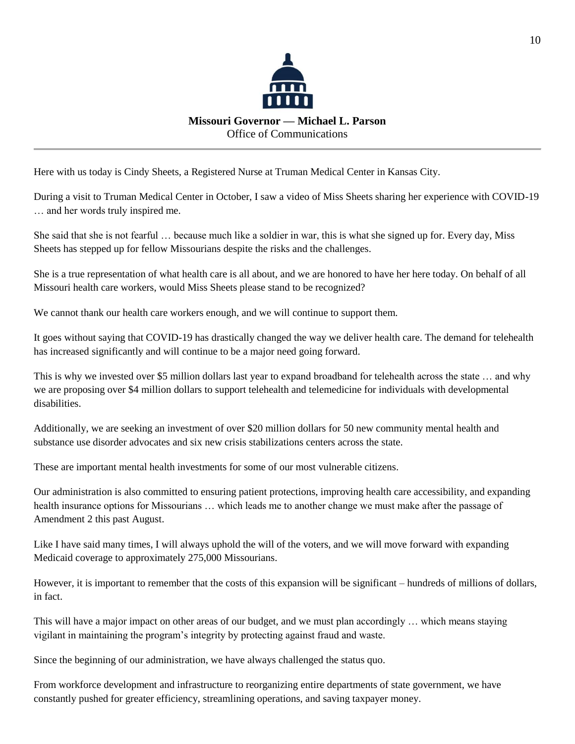**Missouri Governor — Michael L. Parson**
Office of Communications

Here with us today is Cindy Sheets, a Registered Nurse at Truman Medical Center in Kansas City.

During a visit to Truman Medical Center in October, I saw a video of Miss Sheets sharing her experience with COVID-19 … and her words truly inspired me.

She said that she is not fearful … because much like a soldier in war, this is what she signed up for. Every day, Miss Sheets has stepped up for fellow Missourians despite the risks and the challenges.

She is a true representation of what health care is all about, and we are honored to have her here today. On behalf of all Missouri health care workers, would Miss Sheets please stand to be recognized?

We cannot thank our health care workers enough, and we will continue to support them.

It goes without saying that COVID-19 has drastically changed the way we deliver health care. The demand for telehealth has increased significantly and will continue to be a major need going forward.

This is why we invested over $5 million dollars last year to expand broadband for telehealth across the state … and why we are proposing over $4 million dollars to support telehealth and telemedicine for individuals with developmental disabilities.

Additionally, we are seeking an investment of over $20 million dollars for 50 new community mental health and substance use disorder advocates and six new crisis stabilizations centers across the state.

These are important mental health investments for some of our most vulnerable citizens.

Our administration is also committed to ensuring patient protections, improving health care accessibility, and expanding health insurance options for Missourians … which leads me to another change we must make after the passage of Amendment 2 this past August.

Like I have said many times, I will always uphold the will of the voters, and we will move forward with expanding Medicaid coverage to approximately 275,000 Missourians.

However, it is important to remember that the costs of this expansion will be significant – hundreds of millions of dollars, in fact.

This will have a major impact on other areas of our budget, and we must plan accordingly … which means staying vigilant in maintaining the program's integrity by protecting against fraud and waste.

Since the beginning of our administration, we have always challenged the status quo.

From workforce development and infrastructure to reorganizing entire departments of state government, we have constantly pushed for greater efficiency, streamlining operations, and saving taxpayer money.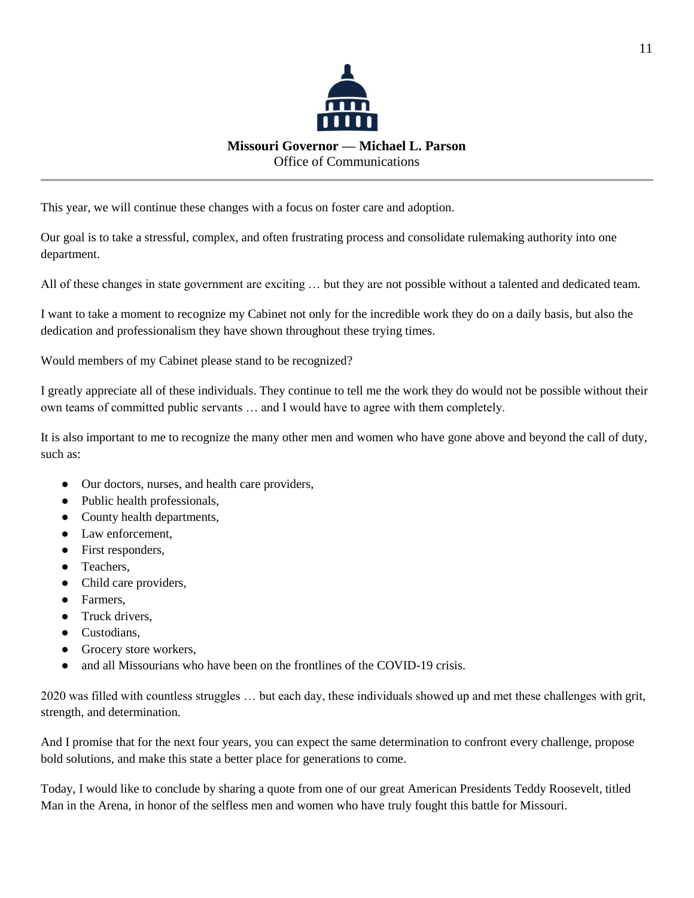This year, we will continue these changes with a focus on foster care and adoption.

Our goal is to take a stressful, complex, and often frustrating process and consolidate rulemaking authority into one department.

All of these changes in state government are exciting … but they are not possible without a talented and dedicated team.

I want to take a moment to recognize my Cabinet not only for the incredible work they do on a daily basis, but also the dedication and professionalism they have shown throughout these trying times.

Would members of my Cabinet please stand to be recognized?

I greatly appreciate all of these individuals. They continue to tell me the work they do would not be possible without their own teams of committed public servants … and I would have to agree with them completely.

It is also important to me to recognize the many other men and women who have gone above and beyond the call of duty, such as:

- Our doctors, nurses, and health care providers,
- Public health professionals,
- County health departments,
- Law enforcement,
- First responders,
- Teachers,
- Child care providers,
- Farmers,
- Truck drivers,
- Custodians,
- Grocery store workers,
- and all Missourians who have been on the frontlines of the COVID-19 crisis.

2020 was filled with countless struggles … but each day, these individuals showed up and met these challenges with grit, strength, and determination.

And I promise that for the next four years, you can expect the same determination to confront every challenge, propose bold solutions, and make this state a better place for generations to come.

Today, I would like to conclude by sharing a quote from one of our great American Presidents Teddy Roosevelt, titled Man in the Arena, in honor of the selfless men and women who have truly fought this battle for Missouri.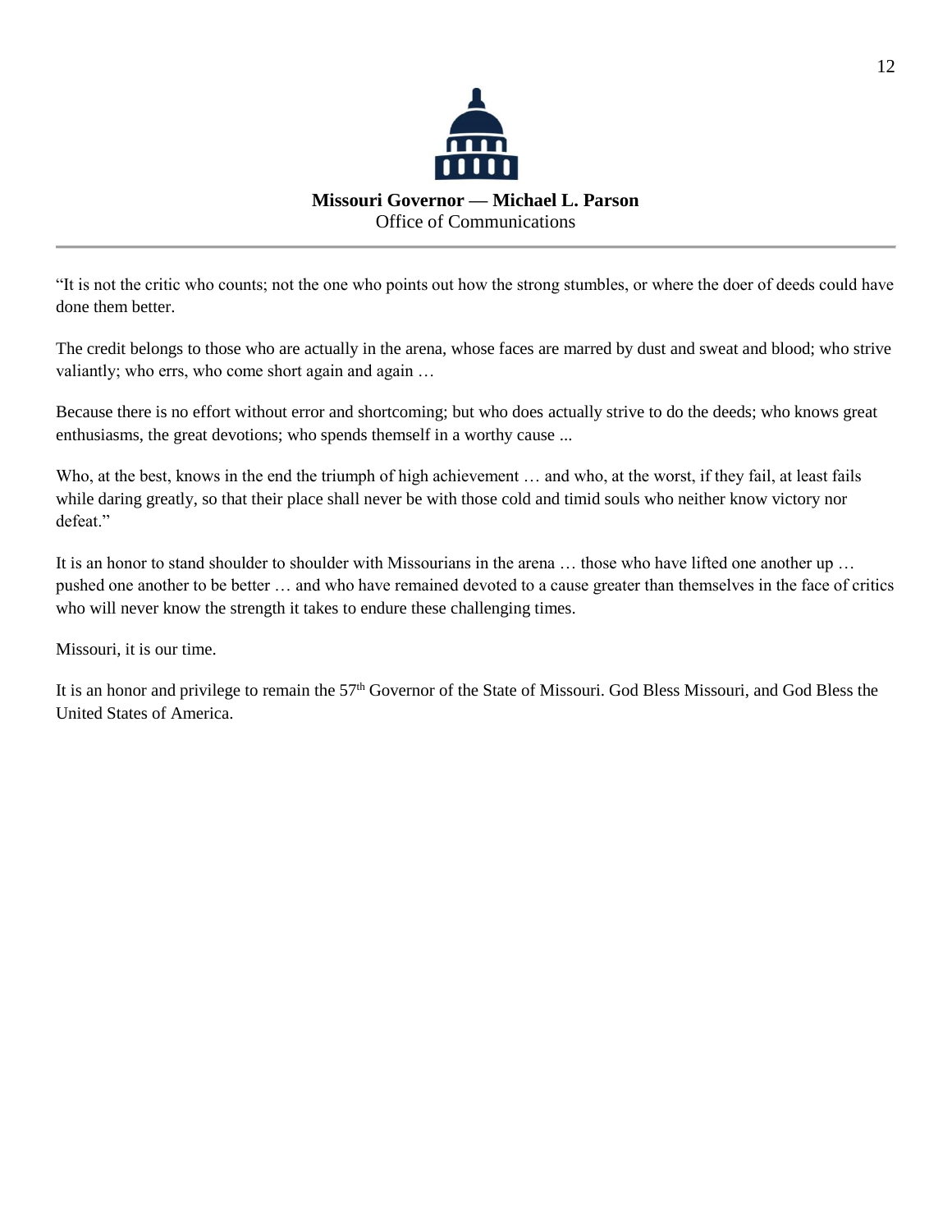**Missouri Governor — Michael L. Parson**
Office of Communications

"It is not the critic who counts; not the one who points out how the strong stumbles, or where the doer of deeds could have done them better.

The credit belongs to those who are actually in the arena, whose faces are marred by dust and sweat and blood; who strive valiantly; who errs, who come short again and again …

Because there is no effort without error and shortcoming; but who does actually strive to do the deeds; who knows great enthusiasms, the great devotions; who spends themself in a worthy cause ...

Who, at the best, knows in the end the triumph of high achievement … and who, at the worst, if they fail, at least fails while daring greatly, so that their place shall never be with those cold and timid souls who neither know victory nor defeat."

It is an honor to stand shoulder to shoulder with Missourians in the arena … those who have lifted one another up … pushed one another to be better … and who have remained devoted to a cause greater than themselves in the face of critics who will never know the strength it takes to endure these challenging times.

Missouri, it is our time.

It is an honor and privilege to remain the 57th Governor of the State of Missouri. God Bless Missouri, and God Bless the United States of America.